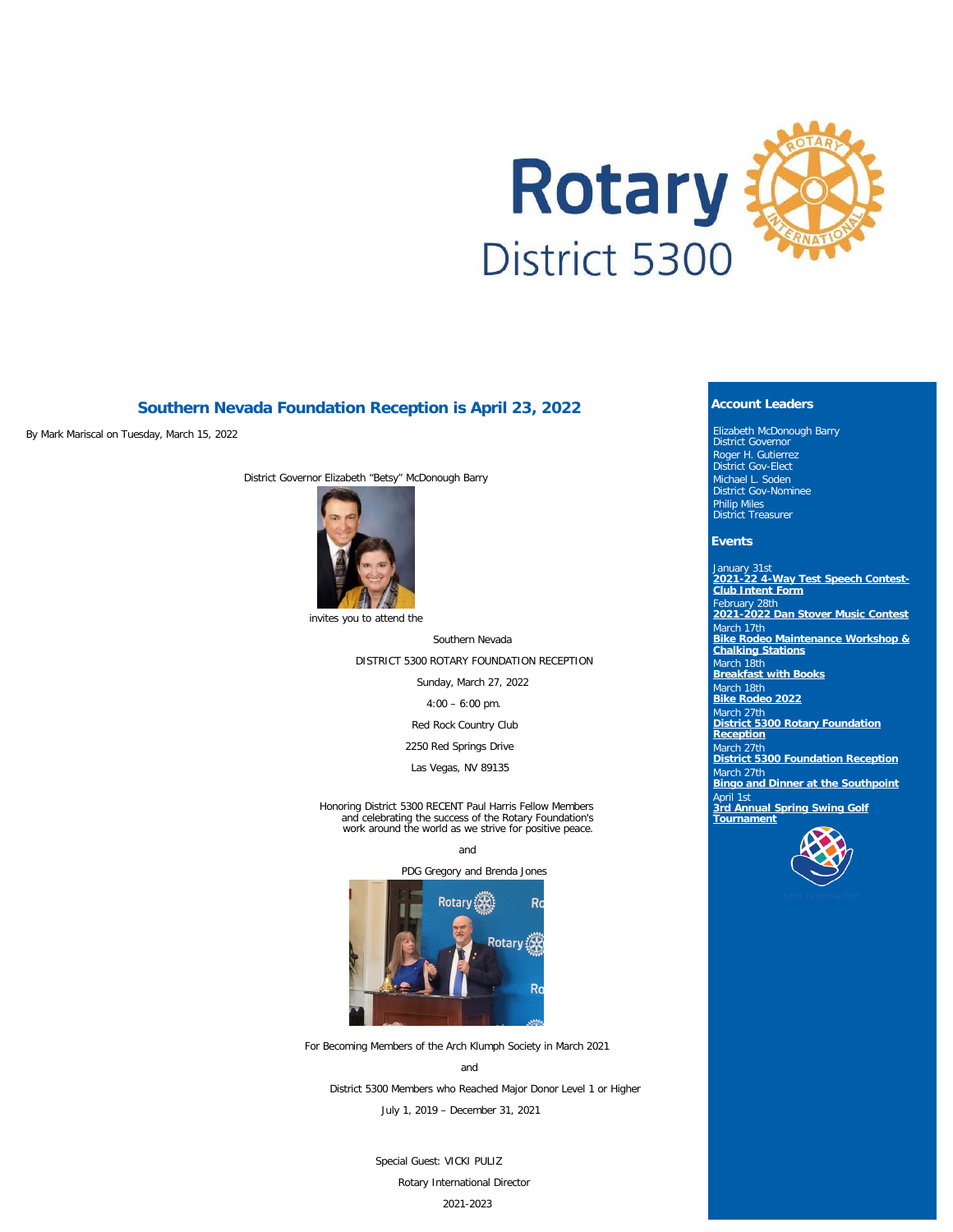# Southern Nevada Foundation Reception is April 23, 2022

By Mark Mariscal on Tuesday, March 15, 2022

District Governor Elizabeth "Betsy" McDonough Barry

invites you to attend the

Southern Nevada

DISTRICT 5300 ROTARY FOUNDATION RECEPTION

Sunday, March 27, 2022

4:00 – 6:00 pm.

Red Rock Country Club

2250 Red Springs Drive

Las Vegas, NV 89135

Honoring District 5300 RECENT Paul Harris Fellow Members and celebrating the success of the Rotary Foundation's work around the world as we strive for positive peace.

and

PDG Gregory and Brenda Jones

For Becoming Members of the Arch Klumph Society in March 2021

and

District 5300 Members who Reached Major Donor Level 1 or Higher

July 1, 2019 – December 31, 2021

Special Guest: VICKI PULIZ

Rotary International Director

2021-2023

## Account Leaders

Elizabeth McDonough Barry
District Governor
Roger H. Gutierrez
District Gov-Elect
Michael L. Soden
District Gov-Nominee
Philip Miles
District Treasurer

## Events

January 31st
**2021-22 4-Way Test Speech Contest-Club Intent Form**
February 28th
**2021-2022 Dan Stover Music Contest**
March 17th
**Bike Rodeo Maintenance Workshop & Chalking Stations**
March 18th
**Breakfast with Books**
March 18th
**Bike Rodeo 2022**
March 27th
**District 5300 Rotary Foundation Reception**
March 27th
**District 5300 Foundation Reception**
March 27th
**Bingo and Dinner at the Southpoint**
April 1st
**3rd Annual Spring Swing Golf Tournament**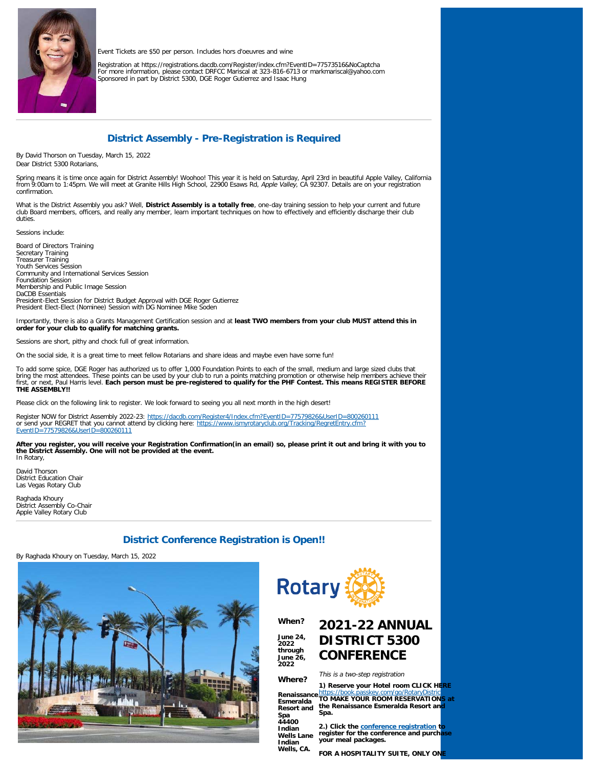Event Tickets are $50 per person. Includes hors d'oeuvres and wine

Registration at https://registrations.dacdb.com/Register/index.cfm?EventID=77573516&NoCaptcha
For more information, please contact DRFCC Mariscal at 323-816-6713 or markmariscal@yahoo.com
Sponsored in part by District 5300, DGE Roger Gutierrez and Isaac Hung

---

## District Assembly - Pre-Registration is Required

By David Thorson on Tuesday, March 15, 2022

Dear District 5300 Rotarians,

Spring means it is time once again for District Assembly! Woohoo! This year it is held on Saturday, April 23rd in beautiful Apple Valley, California from 9:00am to 1:45pm. We will meet at Granite Hills High School, 22900 Esaws Rd, *Apple Valley*, CA 92307. Details are on your registration confirmation.

What is the District Assembly you ask? Well, **District Assembly is a totally free**, one-day training session to help your current and future club Board members, officers, and really any member, learn important techniques on how to effectively and efficiently discharge their club duties.

Sessions include:

Board of Directors Training
Secretary Training
Treasurer Training
Youth Services Session
Community and International Services Session
Foundation Session
Membership and Public Image Session
DaCDB Essentials
President-Elect Session for District Budget Approval with DGE Roger Gutierrez
President Elect-Elect (Nominee) Session with DG Nominee Mike Soden

Importantly, there is also a Grants Management Certification session and at **least TWO members from your club MUST attend this in order for your club to qualify for matching grants.**

Sessions are short, pithy and chock full of great information.

On the social side, it is a great time to meet fellow Rotarians and share ideas and maybe even have some fun!

To add some spice, DGE Roger has authorized us to offer 1,000 Foundation Points to each of the small, medium and large sized clubs that bring the most attendees. These points can be used by your club to run a points matching promotion or otherwise help members achieve their first, or next, Paul Harris level. **Each person must be pre-registered to qualify for the PHF Contest. This means REGISTER BEFORE THE ASSEMBLY!!**

Please click on the following link to register. We look forward to seeing you all next month in the high desert!

Register NOW for District Assembly 2022-23: https://dacdb.com/Register4/Index.cfm?EventID=77579826&UserID=800260111
or send your REGRET that you cannot attend by clicking here: https://www.ismyrotaryclub.org/Tracking/RegretEntry.cfm?EventID=77579826&UserID=800260111

**After you register, you will receive your Registration Confirmation(in an email) so, please print it out and bring it with you to the District Assembly. One will not be provided at the event.**
In Rotary,

David Thorson
District Education Chair
Las Vegas Rotary Club

Raghada Khoury
District Assembly Co-Chair
Apple Valley Rotary Club

---

## District Conference Registration is Open!!

By Raghada Khoury on Tuesday, March 15, 2022

Rotary

**When?**

**June 24, 2022 through June 26, 2022**

**Where?**

**Renaissance Esmeralda Resort and Spa 44400 Indian Wells Lane Indian Wells, CA.**

# 2021-22 ANNUAL DISTRICT 5300 CONFERENCE

*This is a two-step registration*

**1) Reserve your Hotel room CLICK HERE** https://book.passkey.com/go/RotaryDistric **TO MAKE YOUR ROOM RESERVATIONS at the Renaissance Esmeralda Resort and Spa.**

**2.) Click the conference registration to register for the conference and purchase your meal packages.**

**FOR A HOSPITALITY SUITE, ONLY ONE**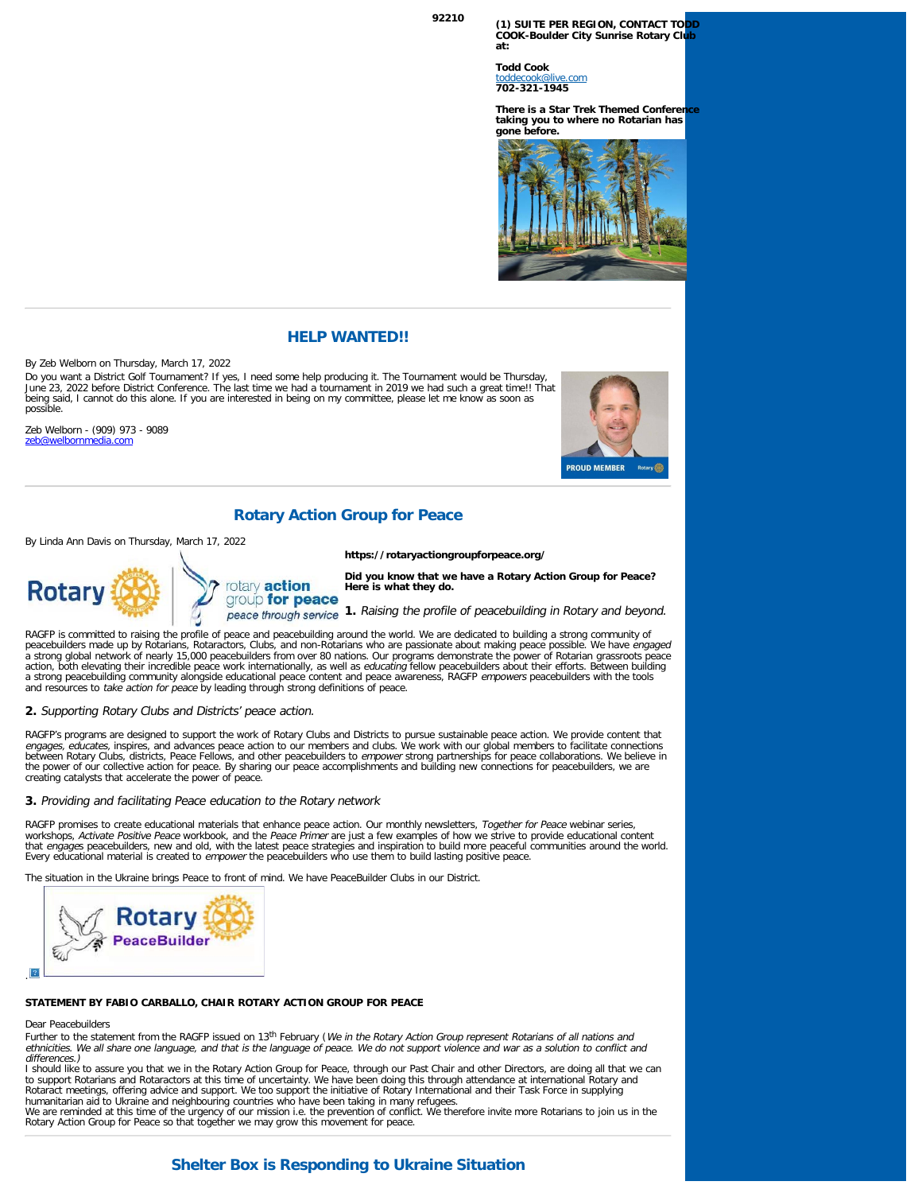92210

**(1) SUITE PER REGION, CONTACT TODD COOK-Boulder City Sunrise Rotary Club at:**

**Todd Cook**
toddecook@live.com
**702-321-1945**

**There is a Star Trek Themed Conference taking you to where no Rotarian has gone before.**

## HELP WANTED!!

By Zeb Welborn on Thursday, March 17, 2022

Do you want a District Golf Tournament? If yes, I need some help producing it. The Tournament would be Thursday, June 23, 2022 before District Conference. The last time we had a tournament in 2019 we had such a great time!! That being said, I cannot do this alone. If you are interested in being on my committee, please let me know as soon as possible.

Zeb Welborn - (909) 973 - 9089
zeb@welbornmedia.com

## Rotary Action Group for Peace

By Linda Ann Davis on Thursday, March 17, 2022

**https://rotaryactiongroupforpeace.org/**

**Did you know that we have a Rotary Action Group for Peace? Here is what they do.**

**1.** *Raising the profile of peacebuilding in Rotary and beyond.*

RAGFP is committed to raising the profile of peace and peacebuilding around the world. We are dedicated to building a strong community of peacebuilders made up by Rotarians, Rotaractors, Clubs, and non-Rotarians who are passionate about making peace possible. We have *engaged* a strong global network of nearly 15,000 peacebuilders from over 80 nations. Our programs demonstrate the power of Rotarian grassroots peace action, both elevating their incredible peace work internationally, as well as *educating* fellow peacebuilders about their efforts. Between building a strong peacebuilding community alongside educational peace content and peace awareness, RAGFP *empowers* peacebuilders with the tools and resources to *take action for peace* by leading through strong definitions of peace.

**2.** *Supporting Rotary Clubs and Districts' peace action.*

RAGFP's programs are designed to support the work of Rotary Clubs and Districts to pursue sustainable peace action. We provide content that *engages*, *educates*, inspires, and advances peace action to our members and clubs. We work with our global members to facilitate connections between Rotary Clubs, districts, Peace Fellows, and other peacebuilders to *empower* strong partnerships for peace collaborations. We believe in the power of our collective action for peace. By sharing our peace accomplishments and building new connections for peacebuilders, we are creating catalysts that accelerate the power of peace.

**3.** *Providing and facilitating Peace education to the Rotary network*

RAGFP promises to create educational materials that enhance peace action. Our monthly newsletters, *Together for Peace* webinar series, workshops, *Activate Positive Peace* workbook, and the *Peace Primer* are just a few examples of how we strive to provide educational content that *engages* peacebuilders, new and old, with the latest peace strategies and inspiration to build more peaceful communities around the world. Every educational material is created to *empower* the peacebuilders who use them to build lasting positive peace.

The situation in the Ukraine brings Peace to front of mind. We have PeaceBuilder Clubs in our District.

**STATEMENT BY FABIO CARBALLO, CHAIR ROTARY ACTION GROUP FOR PEACE**

Dear Peacebuilders

Further to the statement from the RAGFP issued on 13th February (*We in the Rotary Action Group represent Rotarians of all nations and ethnicities. We all share one language, and that is the language of peace. We do not support violence and war as a solution to conflict and differences.)*

I should like to assure you that we in the Rotary Action Group for Peace, through our Past Chair and other Directors, are doing all that we can to support Rotarians and Rotaractors at this time of uncertainty. We have been doing this through attendance at international Rotary and Rotaract meetings, offering advice and support. We too support the initiative of Rotary International and their Task Force in supplying humanitarian aid to Ukraine and neighbouring countries who have been taking in many refugees.

We are reminded at this time of the urgency of our mission i.e. the prevention of conflict. We therefore invite more Rotarians to join us in the Rotary Action Group for Peace so that together we may grow this movement for peace.

## Shelter Box is Responding to Ukraine Situation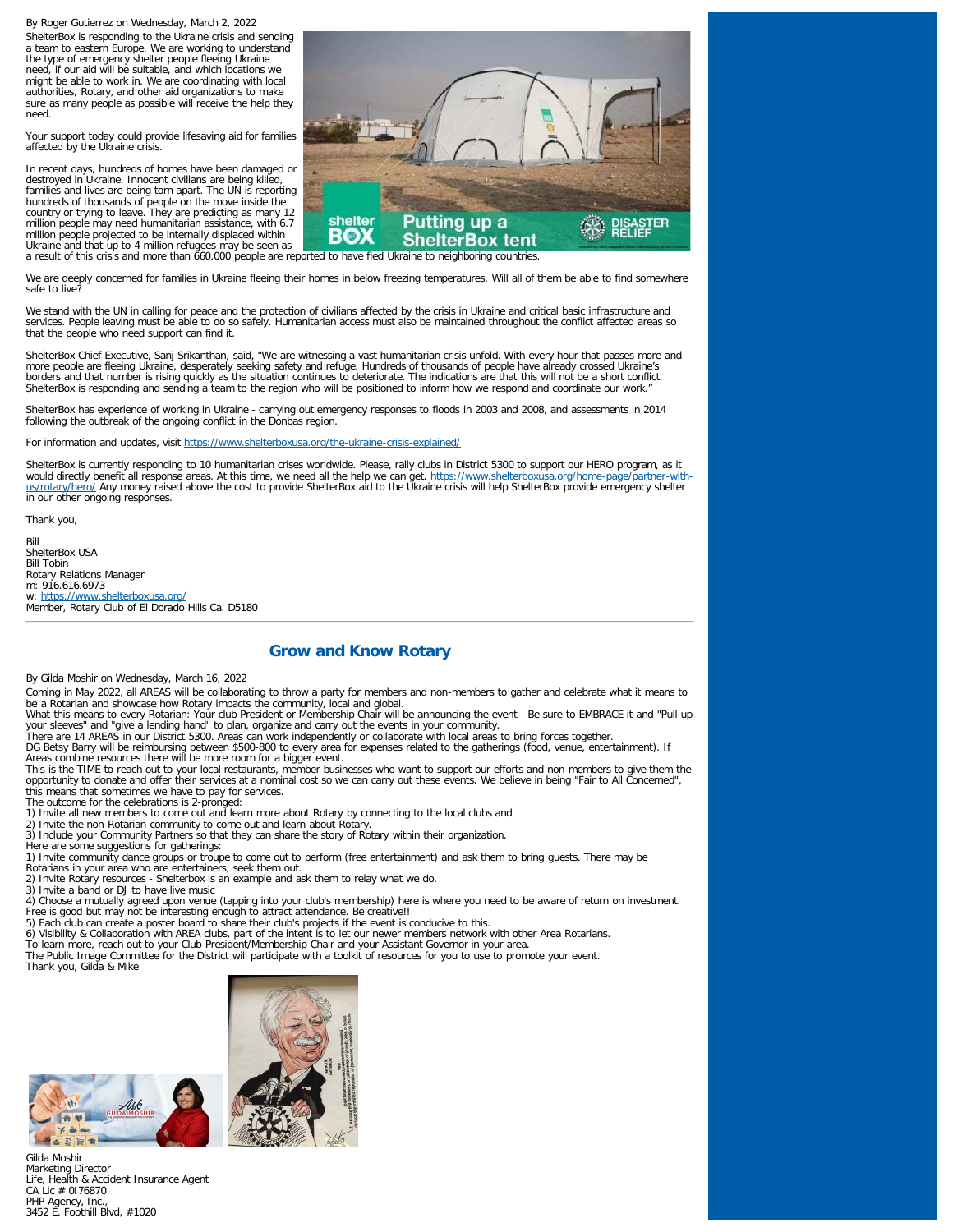By Roger Gutierrez on Wednesday, March 2, 2022

ShelterBox is responding to the Ukraine crisis and sending a team to eastern Europe. We are working to understand the type of emergency shelter people fleeing Ukraine need, if our aid will be suitable, and which locations we might be able to work in. We are coordinating with local authorities, Rotary, and other aid organizations to make sure as many people as possible will receive the help they need.

Your support today could provide lifesaving aid for families affected by the Ukraine crisis.

In recent days, hundreds of homes have been damaged or destroyed in Ukraine. Innocent civilians are being killed, families and lives are being torn apart. The UN is reporting hundreds of thousands of people on the move inside the country or trying to leave. They are predicting as many 12 million people may need humanitarian assistance, with 6.7 million people projected to be internally displaced within Ukraine and that up to 4 million refugees may be seen as a result of this crisis and more than 660,000 people are reported to have fled Ukraine to neighboring countries.

We are deeply concerned for families in Ukraine fleeing their homes in below freezing temperatures. Will all of them be able to find somewhere safe to live?

We stand with the UN in calling for peace and the protection of civilians affected by the crisis in Ukraine and critical basic infrastructure and services. People leaving must be able to do so safely. Humanitarian access must also be maintained throughout the conflict affected areas so that the people who need support can find it.

ShelterBox Chief Executive, Sanj Srikanthan, said, "We are witnessing a vast humanitarian crisis unfold. With every hour that passes more and more people are fleeing Ukraine, desperately seeking safety and refuge. Hundreds of thousands of people have already crossed Ukraine's borders and that number is rising quickly as the situation continues to deteriorate. The indications are that this will not be a short conflict. ShelterBox is responding and sending a team to the region who will be positioned to inform how we respond and coordinate our work."

ShelterBox has experience of working in Ukraine - carrying out emergency responses to floods in 2003 and 2008, and assessments in 2014 following the outbreak of the ongoing conflict in the Donbas region.

For information and updates, visit https://www.shelterboxusa.org/the-ukraine-crisis-explained/

ShelterBox is currently responding to 10 humanitarian crises worldwide. Please, rally clubs in District 5300 to support our HERO program, as it would directly benefit all response areas. At this time, we need all the help we can get. https://www.shelterboxusa.org/home-page/partner-with-us/rotary/hero/ Any money raised above the cost to provide ShelterBox aid to the Ukraine crisis will help ShelterBox provide emergency shelter in our other ongoing responses.

Thank you,

Bill
ShelterBox USA
Bill Tobin
Rotary Relations Manager
m: 916.616.6973
w: https://www.shelterboxusa.org/
Member, Rotary Club of El Dorado Hills Ca. D5180

---

## Grow and Know Rotary

By Gilda Moshir on Wednesday, March 16, 2022

Coming in May 2022, all AREAS will be collaborating to throw a party for members and non-members to gather and celebrate what it means to be a Rotarian and showcase how Rotary impacts the community, local and global.
What this means to every Rotarian: Your club President or Membership Chair will be announcing the event - Be sure to EMBRACE it and "Pull up your sleeves" and "give a lending hand" to plan, organize and carry out the events in your community.
There are 14 AREAS in our District 5300. Areas can work independently or collaborate with local areas to bring forces together.
DG Betsy Barry will be reimbursing between $500-800 to every area for expenses related to the gatherings (food, venue, entertainment). If Areas combine resources there will be more room for a bigger event.
This is the TIME to reach out to your local restaurants, member businesses who want to support our efforts and non-members to give them the opportunity to donate and offer their services at a nominal cost so we can carry out these events. We believe in being "Fair to All Concerned", this means that sometimes we have to pay for services.
The outcome for the celebrations is 2-pronged:
1) Invite all new members to come out and learn more about Rotary by connecting to the local clubs and
2) Invite the non-Rotarian community to come out and learn about Rotary.
3) Include your Community Partners so that they can share the story of Rotary within their organization.
Here are some suggestions for gatherings:
1) Invite community dance groups or troupe to come out to perform (free entertainment) and ask them to bring guests. There may be Rotarians in your area who are entertainers, seek them out.
2) Invite Rotary resources - Shelterbox is an example and ask them to relay what we do.
3) Invite a band or DJ to have live music
4) Choose a mutually agreed upon venue (tapping into your club's membership) here is where you need to be aware of return on investment. Free is good but may not be interesting enough to attract attendance. Be creative!!
5) Each club can create a poster board to share their club's projects if the event is conducive to this.
6) Visibility & Collaboration with AREA clubs, part of the intent is to let our newer members network with other Area Rotarians.
To learn more, reach out to your Club President/Membership Chair and your Assistant Governor in your area.
The Public Image Committee for the District will participate with a toolkit of resources for you to use to promote your event.
Thank you, Gilda & Mike

Gilda Moshir
Marketing Director
Life, Health & Accident Insurance Agent
CA Lic # 0I76870
PHP Agency, Inc.,
3452 E. Foothill Blvd, #1020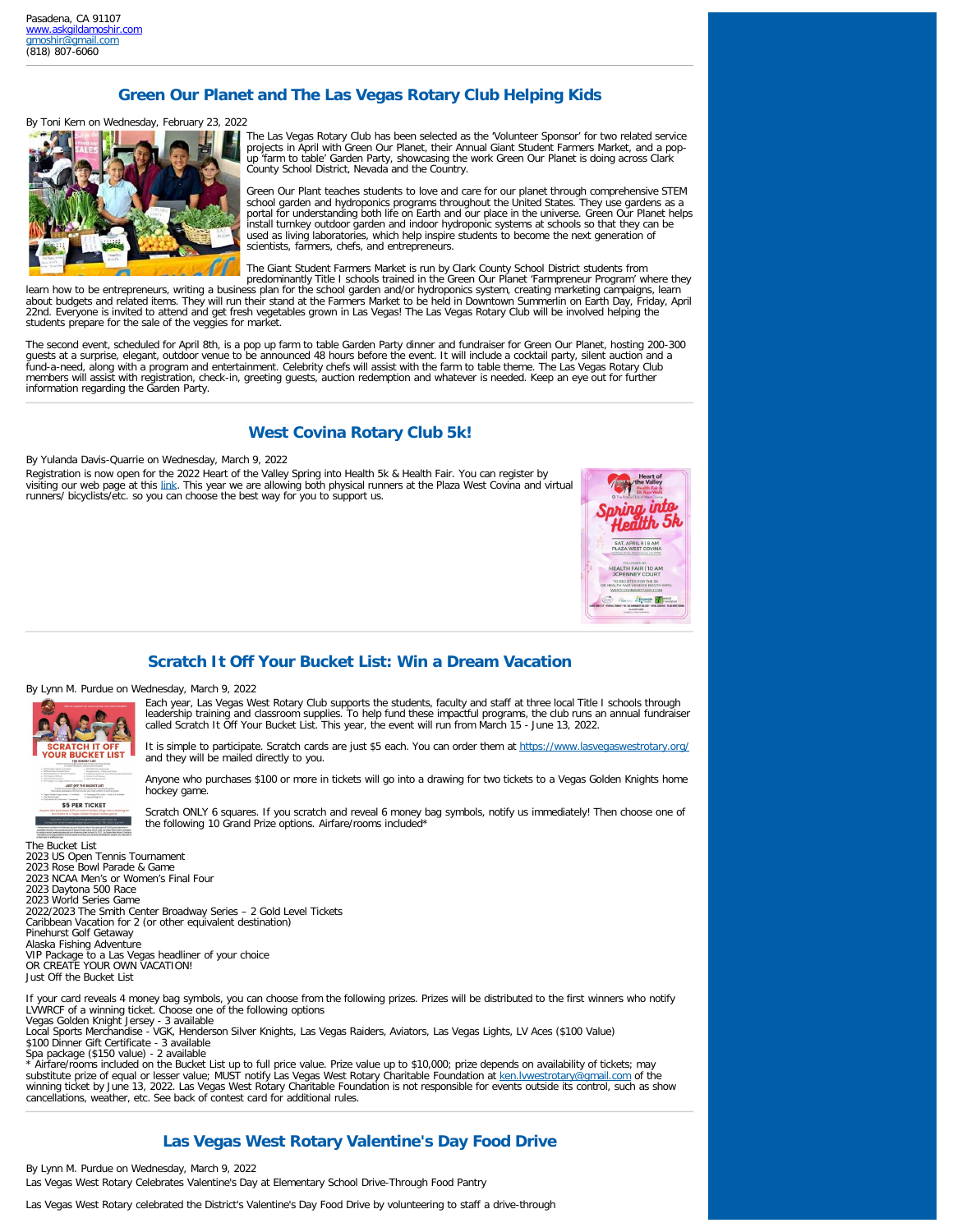Pasadena, CA 91107
www.askgildamoshir.com
gmoshir@gmail.com
(818) 807-6060

## Green Our Planet and The Las Vegas Rotary Club Helping Kids

By Toni Kern on Wednesday, February 23, 2022

The Las Vegas Rotary Club has been selected as the 'Volunteer Sponsor' for two related service projects in April with Green Our Planet, their Annual Giant Student Farmers Market, and a pop-up 'farm to table' Garden Party, showcasing the work Green Our Planet is doing across Clark County School District, Nevada and the Country.

Green Our Plant teaches students to love and care for our planet through comprehensive STEM school garden and hydroponics programs throughout the United States. They use gardens as a portal for understanding both life on Earth and our place in the universe. Green Our Planet helps install turnkey outdoor garden and indoor hydroponic systems at schools so that they can be used as living laboratories, which help inspire students to become the next generation of scientists, farmers, chefs, and entrepreneurs.

The Giant Student Farmers Market is run by Clark County School District students from predominantly Title I schools trained in the Green Our Planet 'Farmpreneur Program' where they learn how to be entrepreneurs, writing a business plan for the school garden and/or hydroponics system, creating marketing campaigns, learn about budgets and related items. They will run their stand at the Farmers Market to be held in Downtown Summerlin on Earth Day, Friday, April 22nd. Everyone is invited to attend and get fresh vegetables grown in Las Vegas! The Las Vegas Rotary Club will be involved helping the students prepare for the sale of the veggies for market.

The second event, scheduled for April 8th, is a pop up farm to table Garden Party dinner and fundraiser for Green Our Planet, hosting 200-300 guests at a surprise, elegant, outdoor venue to be announced 48 hours before the event. It will include a cocktail party, silent auction and a fund-a-need, along with a program and entertainment. Celebrity chefs will assist with the farm to table theme. The Las Vegas Rotary Club members will assist with registration, check-in, greeting guests, auction redemption and whatever is needed. Keep an eye out for further information regarding the Garden Party.

## West Covina Rotary Club 5k!

By Yulanda Davis-Quarrie on Wednesday, March 9, 2022

Registration is now open for the 2022 Heart of the Valley Spring into Health 5k & Health Fair. You can register by visiting our web page at this link. This year we are allowing both physical runners at the Plaza West Covina and virtual runners/ bicyclists/etc. so you can choose the best way for you to support us.

## Scratch It Off Your Bucket List: Win a Dream Vacation

By Lynn M. Purdue on Wednesday, March 9, 2022

Each year, Las Vegas West Rotary Club supports the students, faculty and staff at three local Title I schools through leadership training and classroom supplies. To help fund these impactful programs, the club runs an annual fundraiser called Scratch It Off Your Bucket List. This year, the event will run from March 15 - June 13, 2022.

It is simple to participate. Scratch cards are just $5 each. You can order them at https://www.lasvegaswestrotary.org/ and they will be mailed directly to you.

Anyone who purchases $100 or more in tickets will go into a drawing for two tickets to a Vegas Golden Knights home hockey game.

Scratch ONLY 6 squares. If you scratch and reveal 6 money bag symbols, notify us immediately! Then choose one of the following 10 Grand Prize options. Airfare/rooms included*

The Bucket List
2023 US Open Tennis Tournament
2023 Rose Bowl Parade & Game
2023 NCAA Men's or Women's Final Four
2023 Daytona 500 Race
2023 World Series Game
2022/2023 The Smith Center Broadway Series – 2 Gold Level Tickets
Caribbean Vacation for 2 (or other equivalent destination)
Pinehurst Golf Getaway
Alaska Fishing Adventure
VIP Package to a Las Vegas headliner of your choice
OR CREATE YOUR OWN VACATION!
Just Off the Bucket List

If your card reveals 4 money bag symbols, you can choose from the following prizes. Prizes will be distributed to the first winners who notify LVWRCF of a winning ticket. Choose one of the following options
Vegas Golden Knight Jersey - 3 available
Local Sports Merchandise - VGK, Henderson Silver Knights, Las Vegas Raiders, Aviators, Las Vegas Lights, LV Aces ($100 Value)
$100 Dinner Gift Certificate - 3 available
Spa package ($150 value) - 2 available
* Airfare/rooms included on the Bucket List up to full price value. Prize value up to $10,000; prize depends on availability of tickets; may substitute prize of equal or lesser value; MUST notify Las Vegas West Rotary Charitable Foundation at ken.lvwestrotary@gmail.com of the winning ticket by June 13, 2022. Las Vegas West Rotary Charitable Foundation is not responsible for events outside its control, such as show cancellations, weather, etc. See back of contest card for additional rules.

## Las Vegas West Rotary Valentine's Day Food Drive

By Lynn M. Purdue on Wednesday, March 9, 2022

Las Vegas West Rotary Celebrates Valentine's Day at Elementary School Drive-Through Food Pantry

Las Vegas West Rotary celebrated the District's Valentine's Day Food Drive by volunteering to staff a drive-through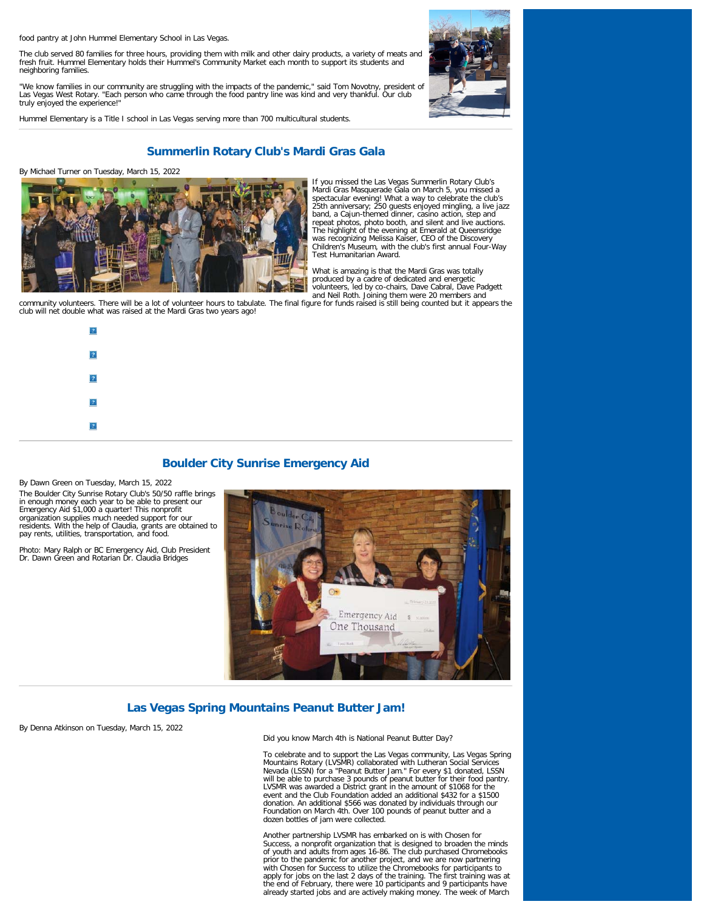food pantry at John Hummel Elementary School in Las Vegas.

The club served 80 families for three hours, providing them with milk and other dairy products, a variety of meats and fresh fruit. Hummel Elementary holds their Hummel's Community Market each month to support its students and neighboring families.

"We know families in our community are struggling with the impacts of the pandemic," said Tom Novotny, president of Las Vegas West Rotary. "Each person who came through the food pantry line was kind and very thankful. Our club truly enjoyed the experience!"

Hummel Elementary is a Title I school in Las Vegas serving more than 700 multicultural students.

## Summerlin Rotary Club's Mardi Gras Gala

By Michael Turner on Tuesday, March 15, 2022

If you missed the Las Vegas Summerlin Rotary Club's Mardi Gras Masquerade Gala on March 5, you missed a spectacular evening! What a way to celebrate the club's 25th anniversary; 250 guests enjoyed mingling, a live jazz band, a Cajun-themed dinner, casino action, step and repeat photos, photo booth, and silent and live auctions. The highlight of the evening at Emerald at Queensridge was recognizing Melissa Kaiser, CEO of the Discovery Children's Museum, with the club's first annual Four-Way Test Humanitarian Award.

What is amazing is that the Mardi Gras was totally produced by a cadre of dedicated and energetic volunteers, led by co-chairs, Dave Cabral, Dave Padgett and Neil Roth. Joining them were 20 members and community volunteers. There will be a lot of volunteer hours to tabulate. The final figure for funds raised is still being counted but it appears the club will net double what was raised at the Mardi Gras two years ago!

## Boulder City Sunrise Emergency Aid

By Dawn Green on Tuesday, March 15, 2022

The Boulder City Sunrise Rotary Club's 50/50 raffle brings in enough money each year to be able to present our Emergency Aid $1,000 a quarter! This nonprofit organization supplies much needed support for our residents. With the help of Claudia, grants are obtained to pay rents, utilities, transportation, and food.

Photo: Mary Ralph or BC Emergency Aid, Club President Dr. Dawn Green and Rotarian Dr. Claudia Bridges

## Las Vegas Spring Mountains Peanut Butter Jam!

By Denna Atkinson on Tuesday, March 15, 2022

Did you know March 4th is National Peanut Butter Day?

To celebrate and to support the Las Vegas community, Las Vegas Spring Mountains Rotary (LVSMR) collaborated with Lutheran Social Services Nevada (LSSN) for a "Peanut Butter Jam." For every $1 donated, LSSN will be able to purchase 3 pounds of peanut butter for their food pantry. LVSMR was awarded a District grant in the amount of $1068 for the event and the Club Foundation added an additional $432 for a $1500 donation. An additional $566 was donated by individuals through our Foundation on March 4th. Over 100 pounds of peanut butter and a dozen bottles of jam were collected.

Another partnership LVSMR has embarked on is with Chosen for Success, a nonprofit organization that is designed to broaden the minds of youth and adults from ages 16-86. The club purchased Chromebooks prior to the pandemic for another project, and we are now partnering with Chosen for Success to utilize the Chromebooks for participants to apply for jobs on the last 2 days of the training. The first training was at the end of February, there were 10 participants and 9 participants have already started jobs and are actively making money. The week of March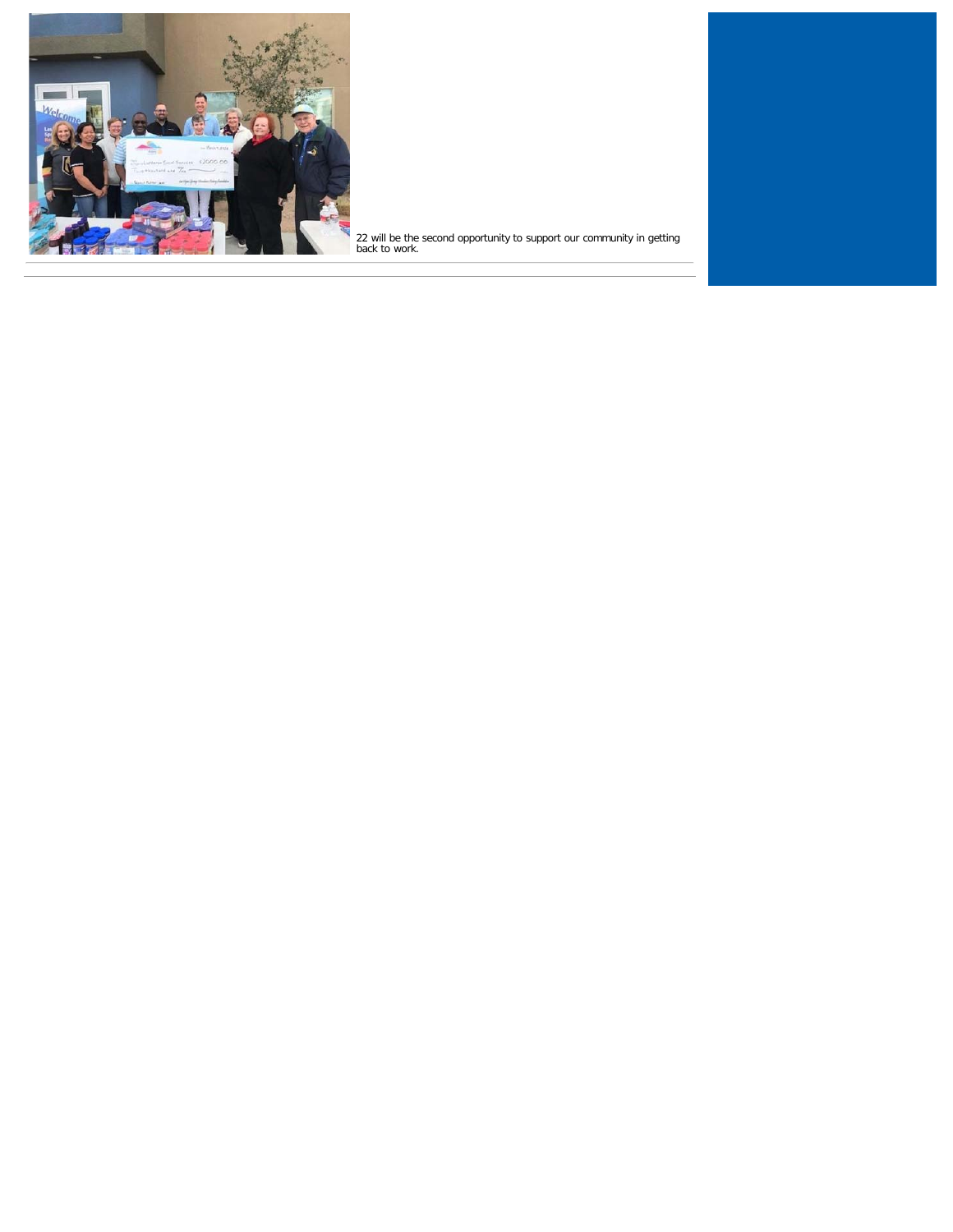22 will be the second opportunity to support our community in getting back to work.

---